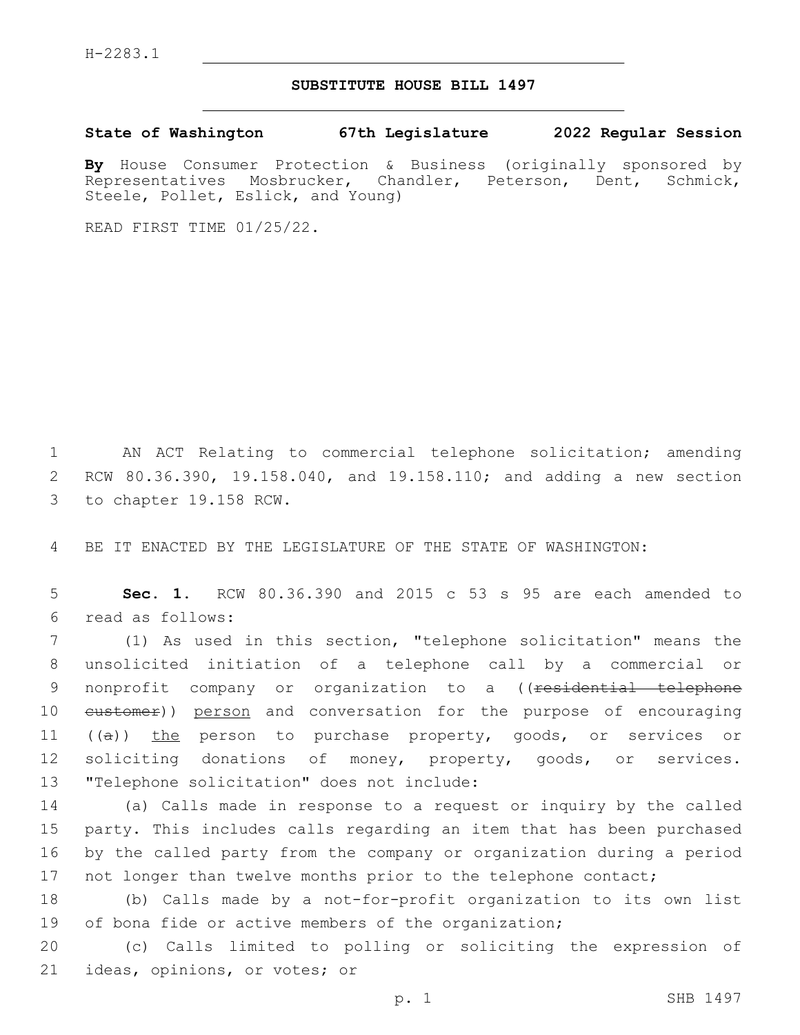H-2283.1

# SUBSTITUTE HOUSE BILL 1497

**State of Washington 67th Legislature 2022 Regular Session**

**By** House Consumer Protection & Business (originally sponsored by Representatives Mosbrucker, Chandler, Peterson, Dent, Schmick, Steele, Pollet, Eslick, and Young)

READ FIRST TIME 01/25/22.

AN ACT Relating to commercial telephone solicitation; amending RCW 80.36.390, 19.158.040, and 19.158.110; and adding a new section to chapter 19.158 RCW.

BE IT ENACTED BY THE LEGISLATURE OF THE STATE OF WASHINGTON:

**Sec. 1.** RCW 80.36.390 and 2015 c 53 s 95 are each amended to read as follows:

(1) As used in this section, "telephone solicitation" means the unsolicited initiation of a telephone call by a commercial or nonprofit company or organization to a ((~~residential telephone customer~~)) <u>person</u> and conversation for the purpose of encouraging ((~~a~~)) <u>the</u> person to purchase property, goods, or services or soliciting donations of money, property, goods, or services. "Telephone solicitation" does not include:

(a) Calls made in response to a request or inquiry by the called party. This includes calls regarding an item that has been purchased by the called party from the company or organization during a period not longer than twelve months prior to the telephone contact;

(b) Calls made by a not-for-profit organization to its own list of bona fide or active members of the organization;

(c) Calls limited to polling or soliciting the expression of ideas, opinions, or votes; or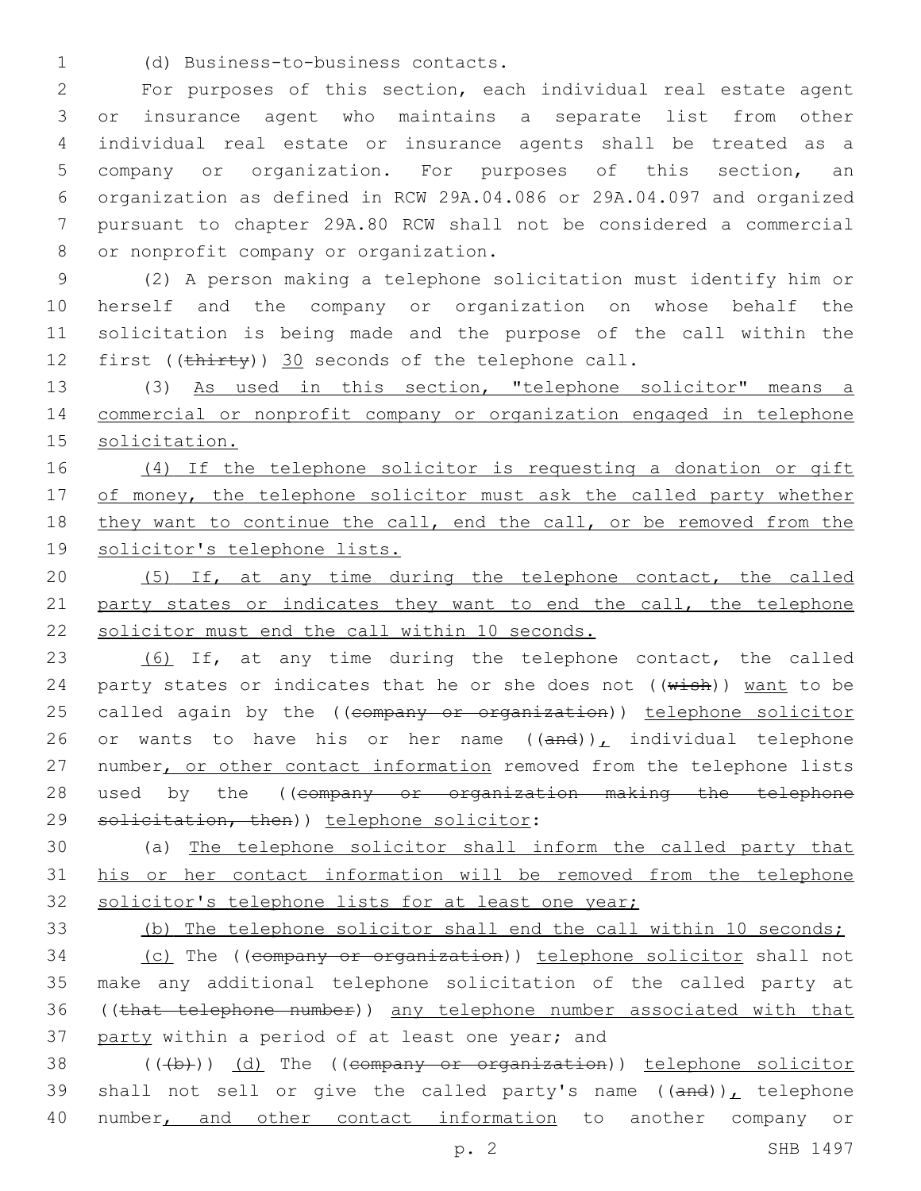(d) Business-to-business contacts.

For purposes of this section, each individual real estate agent or insurance agent who maintains a separate list from other individual real estate or insurance agents shall be treated as a company or organization. For purposes of this section, an organization as defined in RCW 29A.04.086 or 29A.04.097 and organized pursuant to chapter 29A.80 RCW shall not be considered a commercial or nonprofit company or organization.

(2) A person making a telephone solicitation must identify him or herself and the company or organization on whose behalf the solicitation is being made and the purpose of the call within the first ((~~thirty~~)) 30 seconds of the telephone call.

(3) As used in this section, "telephone solicitor" means a commercial or nonprofit company or organization engaged in telephone solicitation.

(4) If the telephone solicitor is requesting a donation or gift of money, the telephone solicitor must ask the called party whether they want to continue the call, end the call, or be removed from the solicitor's telephone lists.

(5) If, at any time during the telephone contact, the called party states or indicates they want to end the call, the telephone solicitor must end the call within 10 seconds.

(6) If, at any time during the telephone contact, the called party states or indicates that he or she does not ((~~wish~~)) want to be called again by the ((~~company or organization~~)) telephone solicitor or wants to have his or her name ((~~and~~)), individual telephone number, or other contact information removed from the telephone lists used by the ((~~company or organization making the telephone solicitation, then~~)) telephone solicitor:

(a) The telephone solicitor shall inform the called party that his or her contact information will be removed from the telephone solicitor's telephone lists for at least one year;

(b) The telephone solicitor shall end the call within 10 seconds;

(c) The ((~~company or organization~~)) telephone solicitor shall not make any additional telephone solicitation of the called party at ((~~that telephone number~~)) any telephone number associated with that party within a period of at least one year; and

((~~(b)~~)) (d) The ((~~company or organization~~)) telephone solicitor shall not sell or give the called party's name ((~~and~~)), telephone number, and other contact information to another company or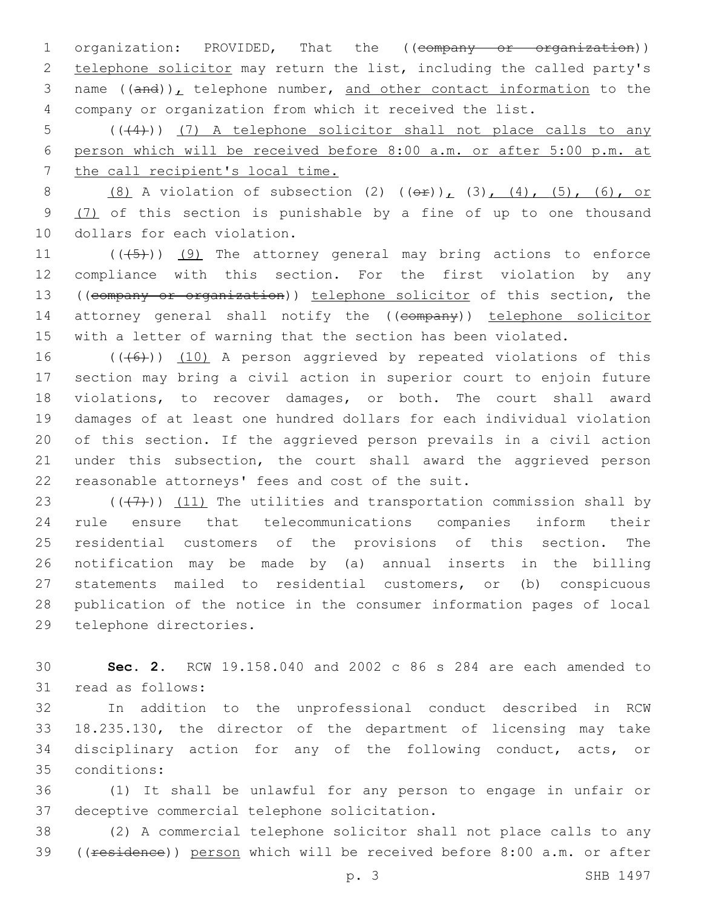organization: PROVIDED, That the ((~~company or organization~~)) telephone solicitor may return the list, including the called party's name ((~~and~~)), telephone number, and other contact information to the company or organization from which it received the list.

((~~(4)~~)) (7) A telephone solicitor shall not place calls to any person which will be received before 8:00 a.m. or after 5:00 p.m. at the call recipient's local time.

(8) A violation of subsection (2) ((~~or~~)), (3), (4), (5), (6), or (7) of this section is punishable by a fine of up to one thousand dollars for each violation.

((~~(5)~~)) (9) The attorney general may bring actions to enforce compliance with this section. For the first violation by any ((~~company or organization~~)) telephone solicitor of this section, the attorney general shall notify the ((~~company~~)) telephone solicitor with a letter of warning that the section has been violated.

((~~(6)~~)) (10) A person aggrieved by repeated violations of this section may bring a civil action in superior court to enjoin future violations, to recover damages, or both. The court shall award damages of at least one hundred dollars for each individual violation of this section. If the aggrieved person prevails in a civil action under this subsection, the court shall award the aggrieved person reasonable attorneys' fees and cost of the suit.

((~~(7)~~)) (11) The utilities and transportation commission shall by rule ensure that telecommunications companies inform their residential customers of the provisions of this section. The notification may be made by (a) annual inserts in the billing statements mailed to residential customers, or (b) conspicuous publication of the notice in the consumer information pages of local telephone directories.

**Sec. 2.** RCW 19.158.040 and 2002 c 86 s 284 are each amended to read as follows:

In addition to the unprofessional conduct described in RCW 18.235.130, the director of the department of licensing may take disciplinary action for any of the following conduct, acts, or conditions:

(1) It shall be unlawful for any person to engage in unfair or deceptive commercial telephone solicitation.

(2) A commercial telephone solicitor shall not place calls to any ((~~residence~~)) person which will be received before 8:00 a.m. or after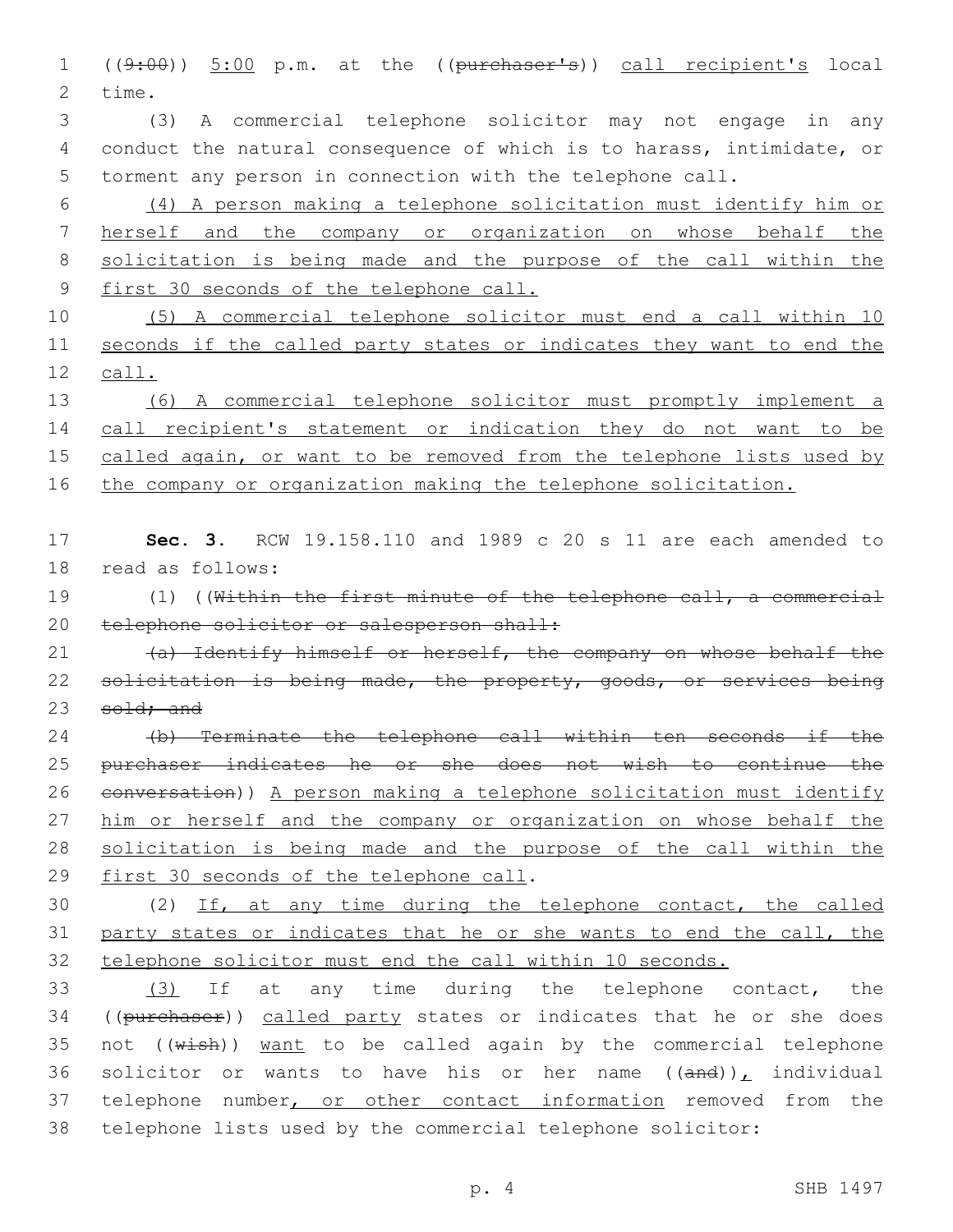((~~9:00~~)) <u>5:00</u> p.m. at the ((~~purchaser's~~)) <u>call recipient's</u> local time.

(3) A commercial telephone solicitor may not engage in any conduct the natural consequence of which is to harass, intimidate, or torment any person in connection with the telephone call.

<u>(4) A person making a telephone solicitation must identify him or herself and the company or organization on whose behalf the solicitation is being made and the purpose of the call within the first 30 seconds of the telephone call.</u>

<u>(5) A commercial telephone solicitor must end a call within 10 seconds if the called party states or indicates they want to end the call.</u>

<u>(6) A commercial telephone solicitor must promptly implement a call recipient's statement or indication they do not want to be called again, or want to be removed from the telephone lists used by the company or organization making the telephone solicitation.</u>

**Sec. 3.** RCW 19.158.110 and 1989 c 20 s 11 are each amended to read as follows:

(1) ((~~Within the first minute of the telephone call, a commercial telephone solicitor or salesperson shall:~~

~~(a) Identify himself or herself, the company on whose behalf the solicitation is being made, the property, goods, or services being sold; and~~

~~(b) Terminate the telephone call within ten seconds if the purchaser indicates he or she does not wish to continue the conversation~~)) <u>A person making a telephone solicitation must identify him or herself and the company or organization on whose behalf the solicitation is being made and the purpose of the call within the first 30 seconds of the telephone call</u>.

(2) <u>If, at any time during the telephone contact, the called party states or indicates that he or she wants to end the call, the telephone solicitor must end the call within 10 seconds.</u>

<u>(3)</u> If at any time during the telephone contact, the ((~~purchaser~~)) <u>called party</u> states or indicates that he or she does not ((~~wish~~)) <u>want</u> to be called again by the commercial telephone solicitor or wants to have his or her name ((~~and~~))<u>,</u> individual telephone number<u>, or other contact information</u> removed from the telephone lists used by the commercial telephone solicitor: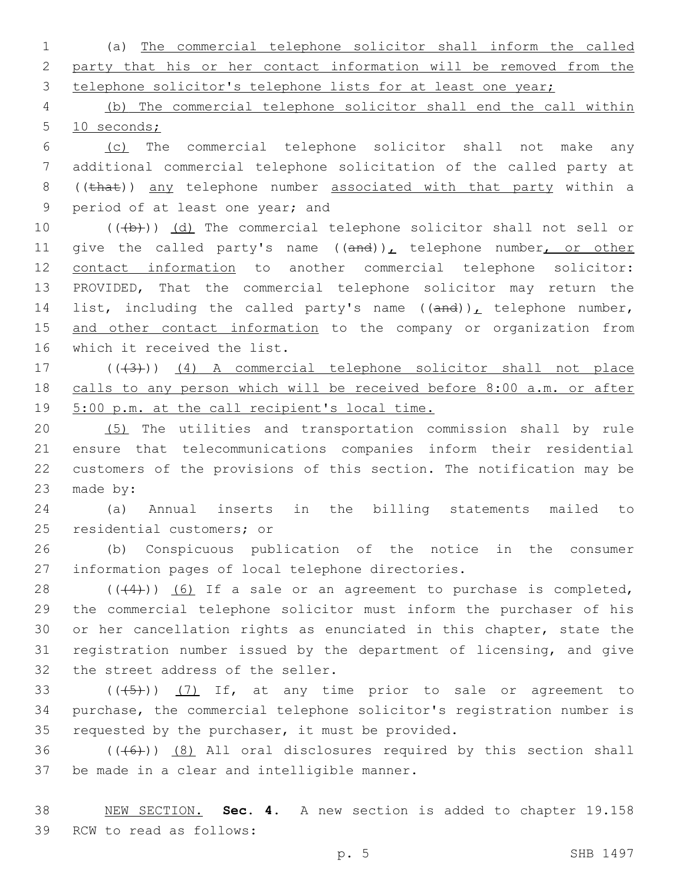(a) The commercial telephone solicitor shall inform the called party that his or her contact information will be removed from the telephone solicitor's telephone lists for at least one year;

(b) The commercial telephone solicitor shall end the call within 10 seconds;

(c) The commercial telephone solicitor shall not make any additional commercial telephone solicitation of the called party at ((that)) any telephone number associated with that party within a period of at least one year; and

(((b))) (d) The commercial telephone solicitor shall not sell or give the called party's name ((and)), telephone number, or other contact information to another commercial telephone solicitor: PROVIDED, That the commercial telephone solicitor may return the list, including the called party's name ((and)), telephone number, and other contact information to the company or organization from which it received the list.

(((3))) (4) A commercial telephone solicitor shall not place calls to any person which will be received before 8:00 a.m. or after 5:00 p.m. at the call recipient's local time.

(5) The utilities and transportation commission shall by rule ensure that telecommunications companies inform their residential customers of the provisions of this section. The notification may be made by:

(a) Annual inserts in the billing statements mailed to residential customers; or

(b) Conspicuous publication of the notice in the consumer information pages of local telephone directories.

(((4))) (6) If a sale or an agreement to purchase is completed, the commercial telephone solicitor must inform the purchaser of his or her cancellation rights as enunciated in this chapter, state the registration number issued by the department of licensing, and give the street address of the seller.

(((5))) (7) If, at any time prior to sale or agreement to purchase, the commercial telephone solicitor's registration number is requested by the purchaser, it must be provided.

(((6))) (8) All oral disclosures required by this section shall be made in a clear and intelligible manner.

NEW SECTION. **Sec. 4.** A new section is added to chapter 19.158 RCW to read as follows: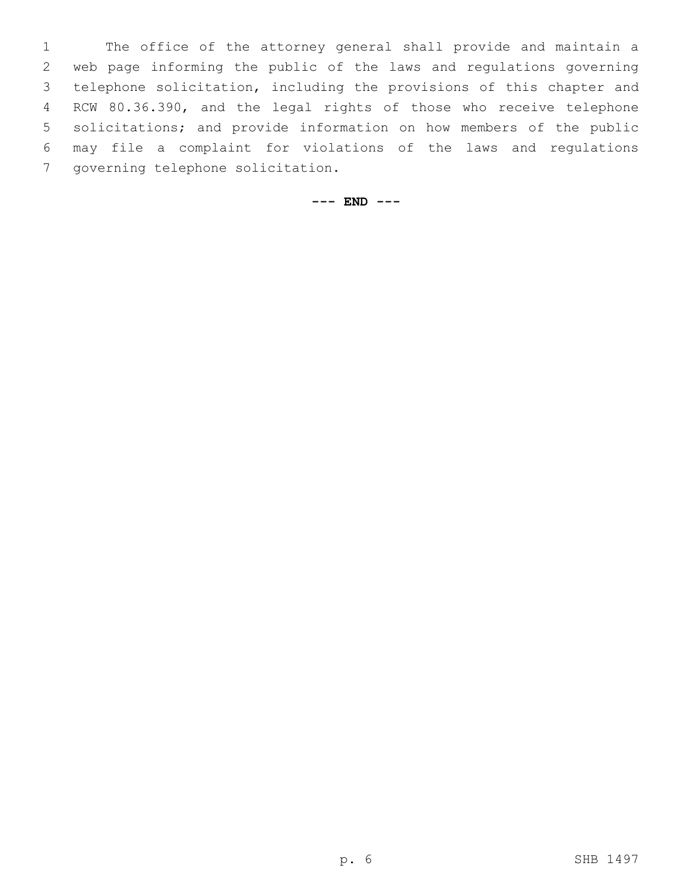The office of the attorney general shall provide and maintain a web page informing the public of the laws and regulations governing telephone solicitation, including the provisions of this chapter and RCW 80.36.390, and the legal rights of those who receive telephone solicitations; and provide information on how members of the public may file a complaint for violations of the laws and regulations governing telephone solicitation.

**--- END ---**